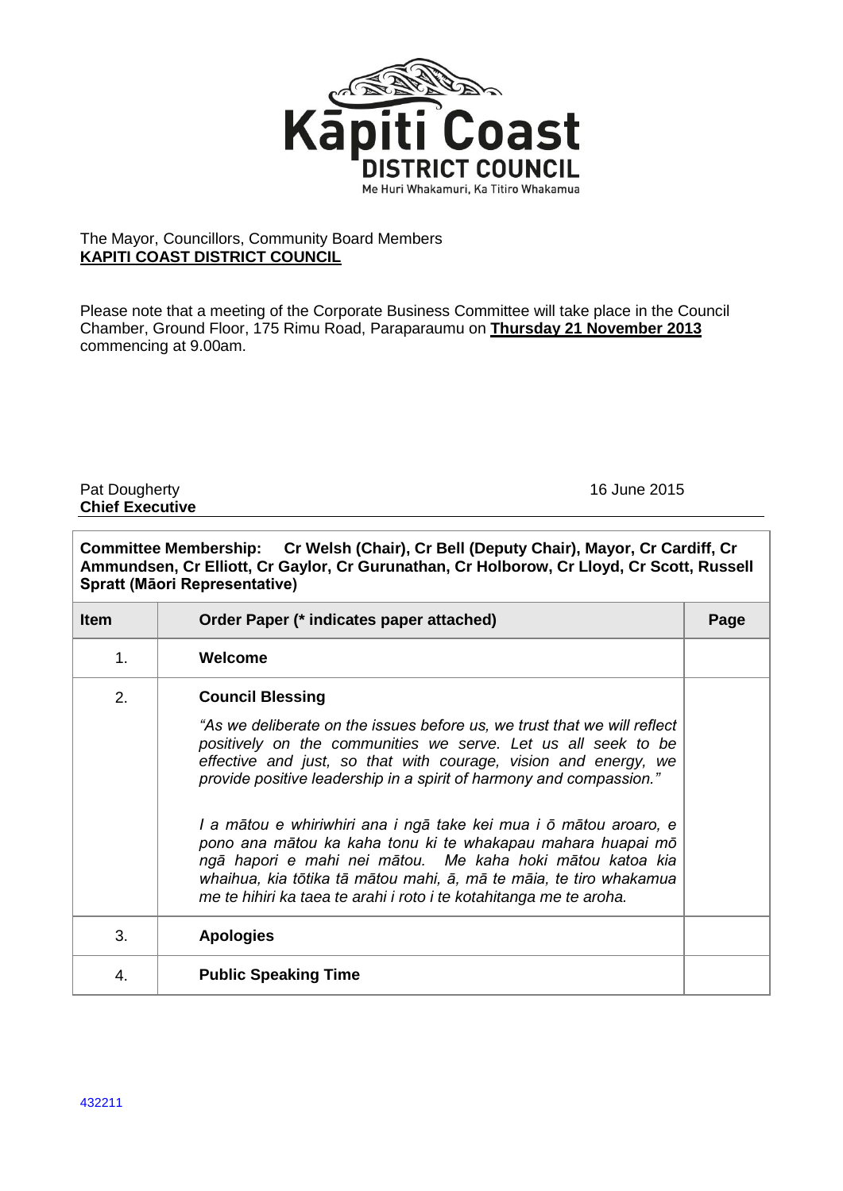The Mayor, Councillors, Community Board Members
**KAPITI COAST DISTRICT COUNCIL**

Please note that a meeting of the Corporate Business Committee will take place in the Council Chamber, Ground Floor, 175 Rimu Road, Paraparaumu on **Thursday 21 November 2013** commencing at 9.00am.

Pat Dougherty
**Chief Executive**

16 June 2015

**Committee Membership: Cr Welsh (Chair), Cr Bell (Deputy Chair), Mayor, Cr Cardiff, Cr Ammundsen, Cr Elliott, Cr Gaylor, Cr Gurunathan, Cr Holborow, Cr Lloyd, Cr Scott, Russell Spratt (Māori Representative)**

| Item | Order Paper (* indicates paper attached) | Page |
| --- | --- | --- |
| 1. | **Welcome** | |
| 2. | **Council Blessing**<br><br>*"As we deliberate on the issues before us, we trust that we will reflect positively on the communities we serve. Let us all seek to be effective and just, so that with courage, vision and energy, we provide positive leadership in a spirit of harmony and compassion."*<br><br>*I a mātou e whiriwhiri ana i ngā take kei mua i ō mātou aroaro, e pono ana mātou ka kaha tonu ki te whakapau mahara huapai mō ngā hapori e mahi nei mātou. Me kaha hoki mātou katoa kia whaihua, kia tōtika tā mātou mahi, ā, mā te māia, te tiro whakamua me te hihiri ka taea te arahi i roto i te kotahitanga me te aroha.* | |
| 3. | **Apologies** | |
| 4. | **Public Speaking Time** | |

432211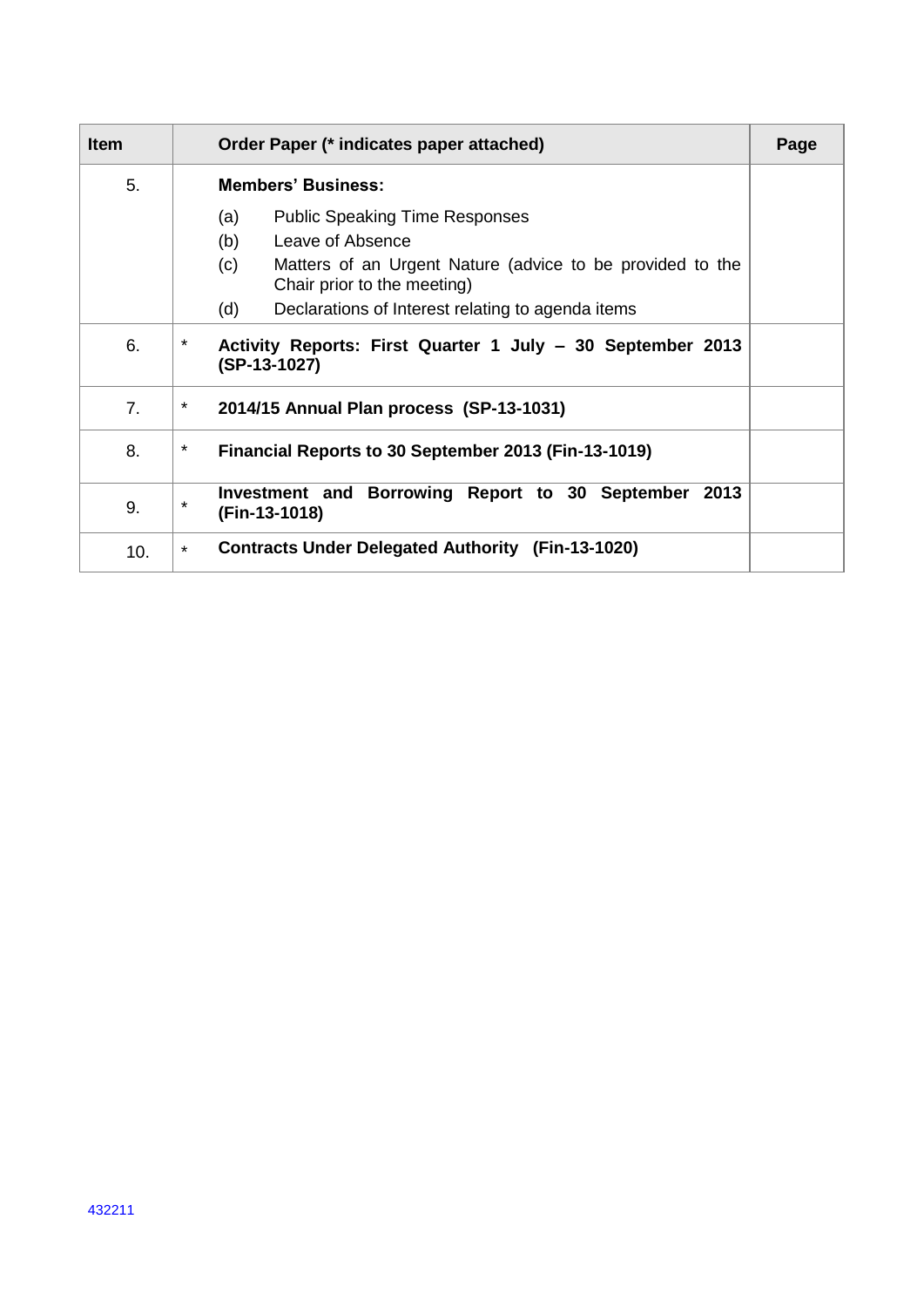| Item | | Order Paper (* indicates paper attached) | Page |
|---|---|---|---|
| 5. | | **Members' Business:**<br>(a) Public Speaking Time Responses<br>(b) Leave of Absence<br>(c) Matters of an Urgent Nature (advice to be provided to the Chair prior to the meeting)<br>(d) Declarations of Interest relating to agenda items | |
| 6. | * | **Activity Reports: First Quarter 1 July – 30 September 2013 (SP-13-1027)** | |
| 7. | * | **2014/15 Annual Plan process (SP-13-1031)** | |
| 8. | * | **Financial Reports to 30 September 2013 (Fin-13-1019)** | |
| 9. | * | **Investment and Borrowing Report to 30 September 2013 (Fin-13-1018)** | |
| 10. | * | **Contracts Under Delegated Authority (Fin-13-1020)** | |

432211